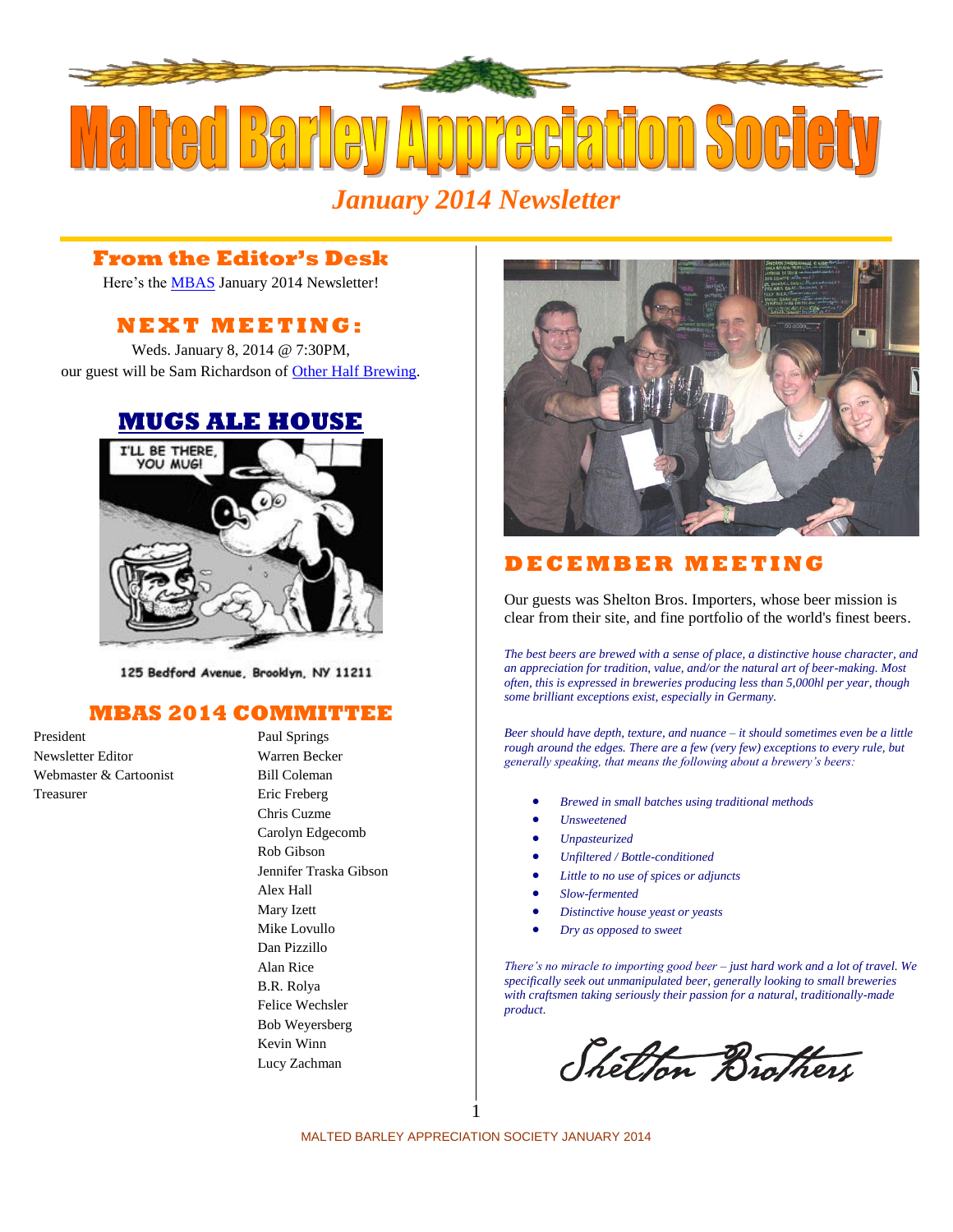# Malted Barley Appreciation Society

## January 2014 Newsletter

### From the Editor's Desk

Here's the [MBAS](#) January 2014 Newsletter!

### NEXT MEETING:

Weds. January 8, 2014 @ 7:30PM,
our guest will be Sam Richardson of [Other Half Brewing](#).

### MUGS ALE HOUSE

125 Bedford Avenue, Brooklyn, NY 11211

### MBAS 2014 COMMITTEE

| | |
|---|---|
| President | Paul Springs |
| Newsletter Editor | Warren Becker |
| Webmaster & Cartoonist | Bill Coleman |
| Treasurer | Eric Freberg |
| | Chris Cuzme |
| | Carolyn Edgecomb |
| | Rob Gibson |
| | Jennifer Traska Gibson |
| | Alex Hall |
| | Mary Izett |
| | Mike Lovullo |
| | Dan Pizzillo |
| | Alan Rice |
| | B.R. Rolya |
| | Felice Wechsler |
| | Bob Weyersberg |
| | Kevin Winn |
| | Lucy Zachman |

### DECEMBER MEETING

Our guests was Shelton Bros. Importers, whose beer mission is clear from their site, and fine portfolio of the world's finest beers.

*The best beers are brewed with a sense of place, a distinctive house character, and an appreciation for tradition, value, and/or the natural art of beer-making. Most often, this is expressed in breweries producing less than 5,000hl per year, though some brilliant exceptions exist, especially in Germany.*

*Beer should have depth, texture, and nuance – it should sometimes even be a little rough around the edges. There are a few (very few) exceptions to every rule, but generally speaking, that means the following about a brewery's beers:*

- *Brewed in small batches using traditional methods*
- *Unsweetened*
- *Unpasteurized*
- *Unfiltered / Bottle-conditioned*
- *Little to no use of spices or adjuncts*
- *Slow-fermented*
- *Distinctive house yeast or yeasts*
- *Dry as opposed to sweet*

*There's no miracle to importing good beer – just hard work and a lot of travel. We specifically seek out unmanipulated beer, generally looking to small breweries with craftsmen taking seriously their passion for a natural, traditionally-made product.*

Shelton Brothers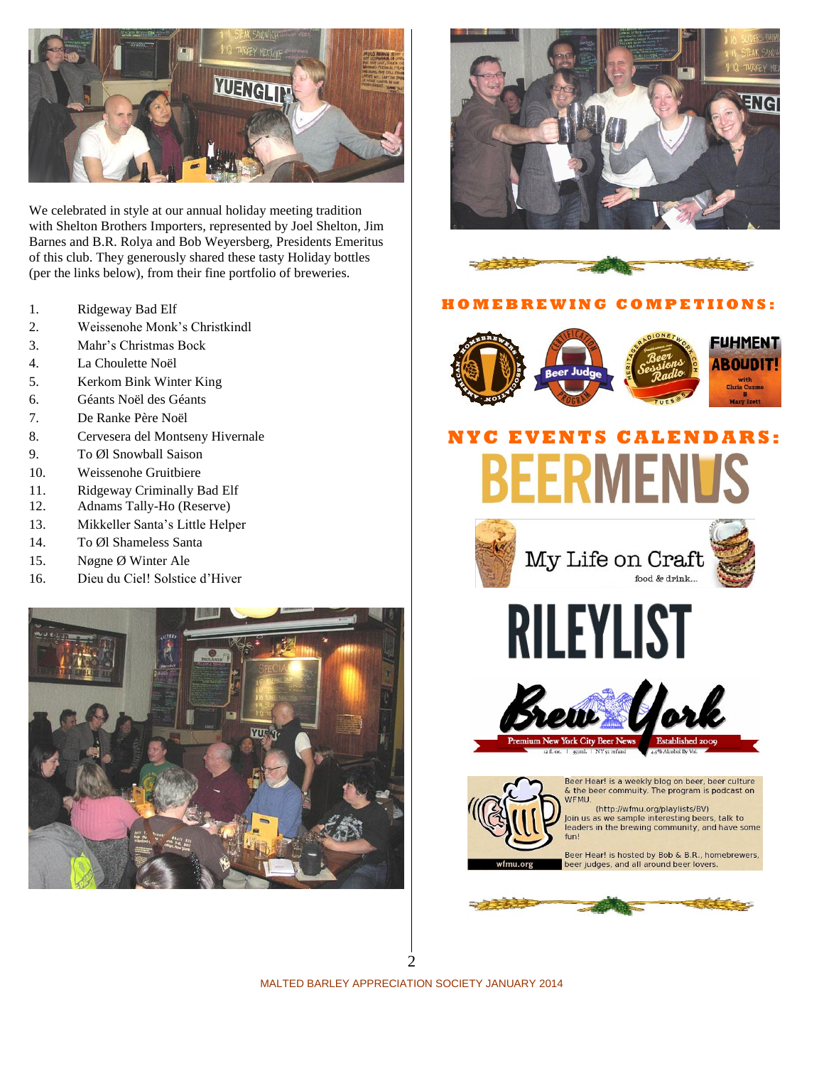We celebrated in style at our annual holiday meeting tradition with Shelton Brothers Importers, represented by Joel Shelton, Jim Barnes and B.R. Rolya and Bob Weyersberg, Presidents Emeritus of this club. They generously shared these tasty Holiday bottles (per the links below), from their fine portfolio of breweries.

1. Ridgeway Bad Elf
2. Weissenohe Monk's Christkindl
3. Mahr's Christmas Bock
4. La Choulette Noël
5. Kerkom Bink Winter King
6. Géants Noël des Géants
7. De Ranke Père Noël
8. Cervesera del Montseny Hivernale
9. To Øl Snowball Saison
10. Weissenohe Gruitbiere
11. Ridgeway Criminally Bad Elf
12. Adnams Tally-Ho (Reserve)
13. Mikkeller Santa's Little Helper
14. To Øl Shameless Santa
15. Nøgne Ø Winter Ale
16. Dieu du Ciel! Solstice d'Hiver

## HOMEBREWING COMPETIIONS:

## NYC EVENTS CALENDARS:

BEERMENUS

My Life on Craft food & drink...

RILEYLIST

Brew York — Premium New York City Beer News — Established 2009

Beer Hear! is a weekly blog on beer, beer culture & the beer community. The program is podcast on WFMU.
(http://wfmu.org/playlists/BV)
Join us as we sample interesting beers, talk to leaders in the brewing community, and have some fun!

Beer Hear! is hosted by Bob & B.R., homebrewers, beer judges, and all around beer lovers.

wfmu.org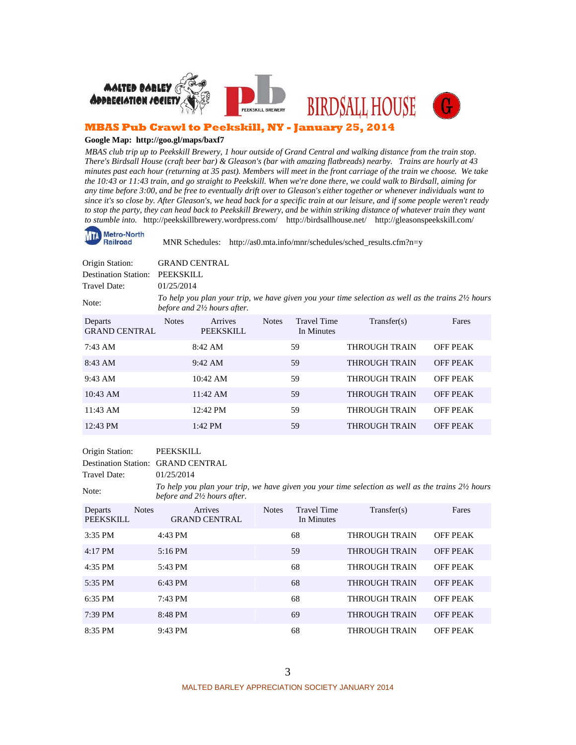## MBAS Pub Crawl to Peekskill, NY - January 25, 2014

**Google Map: http://goo.gl/maps/baxf7**

*MBAS club trip up to Peekskill Brewery, 1 hour outside of Grand Central and walking distance from the train stop. There's Birdsall House (craft beer bar) & Gleason's (bar with amazing flatbreads) nearby. Trains are hourly at 43 minutes past each hour (returning at 35 past). Members will meet in the front carriage of the train we choose. We take the 10:43 or 11:43 train, and go straight to Peekskill. When we're done there, we could walk to Birdsall, aiming for any time before 3:00, and be free to eventually drift over to Gleason's either together or whenever individuals want to since it's so close by. After Gleason's, we head back for a specific train at our leisure, and if some people weren't ready to stop the party, they can head back to Peekskill Brewery, and be within striking distance of whatever train they want to stumble into.* http://peekskillbrewery.wordpress.com/ http://birdsallhouse.net/ http://gleasonspeekskill.com/

Metro-North Railroad

MNR Schedules: http://as0.mta.info/mnr/schedules/sched_results.cfm?n=y

Origin Station: GRAND CENTRAL
Destination Station: PEEKSKILL
Travel Date: 01/25/2014
Note: *To help you plan your trip, we have given you your time selection as well as the trains 2½ hours before and 2½ hours after.*

| Departs GRAND CENTRAL | Notes | Arrives PEEKSKILL | Notes | Travel Time In Minutes | Transfer(s) | Fares |
|---|---|---|---|---|---|---|
| 7:43 AM | | 8:42 AM | | 59 | THROUGH TRAIN | OFF PEAK |
| 8:43 AM | | 9:42 AM | | 59 | THROUGH TRAIN | OFF PEAK |
| 9:43 AM | | 10:42 AM | | 59 | THROUGH TRAIN | OFF PEAK |
| 10:43 AM | | 11:42 AM | | 59 | THROUGH TRAIN | OFF PEAK |
| 11:43 AM | | 12:42 PM | | 59 | THROUGH TRAIN | OFF PEAK |
| 12:43 PM | | 1:42 PM | | 59 | THROUGH TRAIN | OFF PEAK |

Origin Station: PEEKSKILL
Destination Station: GRAND CENTRAL
Travel Date: 01/25/2014
Note: *To help you plan your trip, we have given you your time selection as well as the trains 2½ hours before and 2½ hours after.*

| Departs PEEKSKILL | Notes | Arrives GRAND CENTRAL | Notes | Travel Time In Minutes | Transfer(s) | Fares |
|---|---|---|---|---|---|---|
| 3:35 PM | | 4:43 PM | | 68 | THROUGH TRAIN | OFF PEAK |
| 4:17 PM | | 5:16 PM | | 59 | THROUGH TRAIN | OFF PEAK |
| 4:35 PM | | 5:43 PM | | 68 | THROUGH TRAIN | OFF PEAK |
| 5:35 PM | | 6:43 PM | | 68 | THROUGH TRAIN | OFF PEAK |
| 6:35 PM | | 7:43 PM | | 68 | THROUGH TRAIN | OFF PEAK |
| 7:39 PM | | 8:48 PM | | 69 | THROUGH TRAIN | OFF PEAK |
| 8:35 PM | | 9:43 PM | | 68 | THROUGH TRAIN | OFF PEAK |